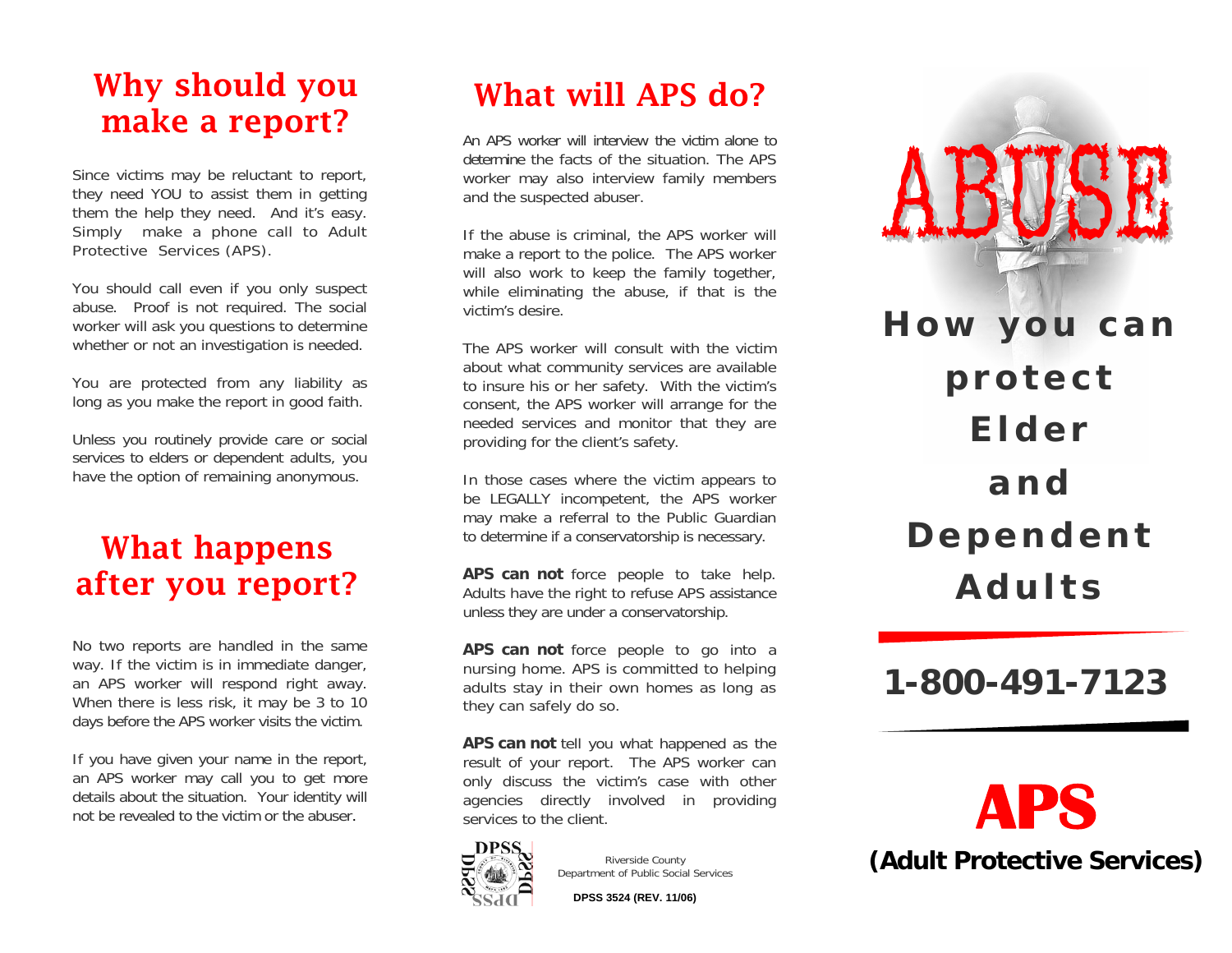## Why should you make a report?

Since victims may be reluctant to report, they need YOU to assist them in getting them the help they need. And it's easy. Simply make a phone call to Adult Protective Services (APS).

You should call even if you only suspect abuse. Proof is not required. The social worker will ask you questions to determine whether or not an investigation is needed.

You are protected from any liability as long as you make the report in good faith.

Unless you routinely provide care or social services to elders or dependent adults, you have the option of remaining anonymous.

## What happens after you report?

No two reports are handled in the same way. If the victim is in immediate danger, an APS worker will respond right away. When there is less risk, it may be 3 to 10 days before the APS worker visits the victim.

If you have given your name in the report, an APS worker may call you to get more details about the situation. Your identity will not be revealed to the victim or the abuser.

## What will APS do?

An APS worker will interview the victim alone to determine the facts of the situation. The APS worker may also interview family members and the suspected abuser.

If the abuse is criminal, the APS worker will make a report to the police. The APS worker will also work to keep the family together, while eliminating the abuse, if that is the victim's desire.

The APS worker will consult with the victim about what community services are available to insure his or her safety. With the victim's consent, the APS worker will arrange for the needed services and monitor that they are providing for the client's safety.

In those cases where the victim appears to be LEGALLY incompetent, the APS worker may make a referral to the Public Guardian to determine if a conservatorship is necessary.

**APS can not** force people to take help. Adults have the right to refuse APS assistance unless they are under a conservatorship.

**APS can not** force people to go into a nursing home. APS is committed to helping adults stay in their own homes as long as they can safely do so.

**APS can not** tell you what happened as the result of your report. The APS worker can only discuss the victim's case with other agencies directly involved in providing services to the client.

Riverside County
Department of Public Social Services

**DPSS 3524 (REV. 11/06)**

# ABUSE

## How you can protect Elder and Dependent Adults

## 1-800-491-7123

# APS

**(Adult Protective Services)**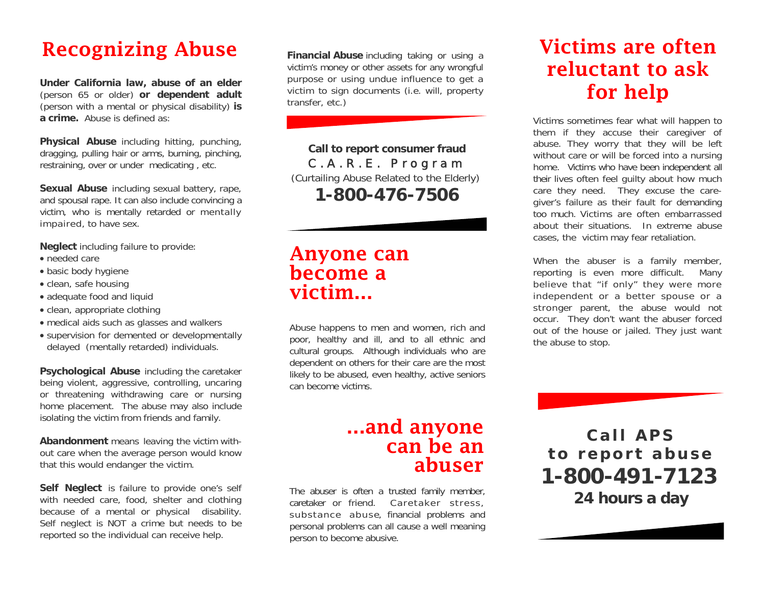# Recognizing Abuse

**Under California law, abuse of an elder** (person 65 or older) **or dependent adult** (person with a mental or physical disability) **is a crime.** Abuse is defined as:

**Physical Abuse** including hitting, punching, dragging, pulling hair or arms, burning, pinching, restraining, over or under medicating , etc.

**Sexual Abuse** including sexual battery, rape, and spousal rape. It can also include convincing a victim, who is mentally retarded or mentally impaired, to have sex.

**Neglect** including failure to provide:

- needed care
- basic body hygiene
- clean, safe housing
- adequate food and liquid
- clean, appropriate clothing
- medical aids such as glasses and walkers
- supervision for demented or developmentally delayed (mentally retarded) individuals.

**Psychological Abuse** including the caretaker being violent, aggressive, controlling, uncaring or threatening withdrawing care or nursing home placement. The abuse may also include isolating the victim from friends and family.

**Abandonment** means leaving the victim without care when the average person would know that this would endanger the victim.

**Self Neglect** is failure to provide one's self with needed care, food, shelter and clothing because of a mental or physical disability. Self neglect is NOT a crime but needs to be reported so the individual can receive help.

**Financial Abuse** including taking or using a victim's money or other assets for any wrongful purpose or using undue influence to get a victim to sign documents (i.e. will, property transfer, etc.)

**Call to report consumer fraud**
C.A.R.E. Program
(Curtailing Abuse Related to the Elderly)
**1-800-476-7506**

## Anyone can become a victim...

Abuse happens to men and women, rich and poor, healthy and ill, and to all ethnic and cultural groups. Although individuals who are dependent on others for their care are the most likely to be abused, even healthy, active seniors can become victims.

## ...and anyone can be an abuser

The abuser is often a trusted family member, caretaker or friend. Caretaker stress, substance abuse, financial problems and personal problems can all cause a well meaning person to become abusive.

# Victims are often reluctant to ask for help

Victims sometimes fear what will happen to them if they accuse their caregiver of abuse. They worry that they will be left without care or will be forced into a nursing home. Victims who have been independent all their lives often feel guilty about how much care they need. They excuse the caregiver's failure as their fault for demanding too much. Victims are often embarrassed about their situations. In extreme abuse cases, the victim may fear retaliation.

When the abuser is a family member, reporting is even more difficult. Many believe that "if only" they were more independent or a better spouse or a stronger parent, the abuse would not occur. They don't want the abuser forced out of the house or jailed. They just want the abuse to stop.

**Call APS to report abuse**
**1-800-491-7123**
**24 hours a day**